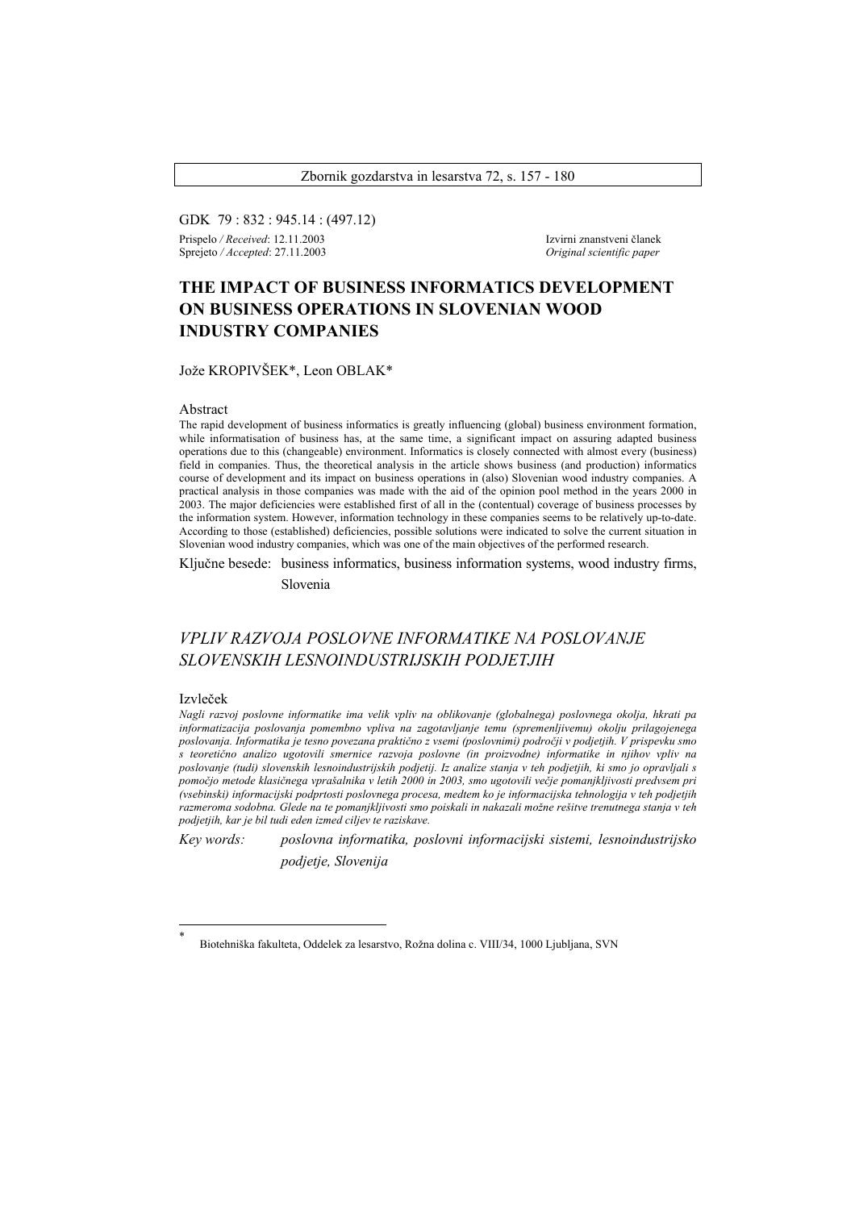GDK 79 : 832 : 945.14 : (497.12)

Prispelo / *Received*: 12.11.2003
Sprejeto / *Accepted*: 27.11.2003

Izvirni znanstveni članek
*Original scientific paper*

# THE IMPACT OF BUSINESS INFORMATICS DEVELOPMENT ON BUSINESS OPERATIONS IN SLOVENIAN WOOD INDUSTRY COMPANIES

Jože KROPIVŠEK*, Leon OBLAK*

## Abstract

The rapid development of business informatics is greatly influencing (global) business environment formation, while informatisation of business has, at the same time, a significant impact on assuring adapted business operations due to this (changeable) environment. Informatics is closely connected with almost every (business) field in companies. Thus, the theoretical analysis in the article shows business (and production) informatics course of development and its impact on business operations in (also) Slovenian wood industry companies. A practical analysis in those companies was made with the aid of the opinion pool method in the years 2000 in 2003. The major deficiencies were established first of all in the (contentual) coverage of business processes by the information system. However, information technology in these companies seems to be relatively up-to-date. According to those (established) deficiencies, possible solutions were indicated to solve the current situation in Slovenian wood industry companies, which was one of the main objectives of the performed research.

Ključne besede: business informatics, business information systems, wood industry firms, Slovenia

# *VPLIV RAZVOJA POSLOVNE INFORMATIKE NA POSLOVANJE SLOVENSKIH LESNOINDUSTRIJSKIH PODJETJIH*

## Izvleček

*Nagli razvoj poslovne informatike ima velik vpliv na oblikovanje (globalnega) poslovnega okolja, hkrati pa informatizacija poslovanja pomembno vpliva na zagotavljanje temu (spremenljivemu) okolju prilagojenega poslovanja. Informatika je tesno povezana praktično z vsemi (poslovnimi) področji v podjetjih. V prispevku smo s teoretično analizo ugotovili smernice razvoja poslovne (in proizvodne) informatike in njihov vpliv na poslovanje (tudi) slovenskih lesnoindustrijskih podjetij. Iz analize stanja v teh podjetjih, ki smo jo opravljali s pomočjo metode klasičnega vprašalnika v letih 2000 in 2003, smo ugotovili večje pomanjkljivosti predvsem pri (vsebinski) informacijski podprtosti poslovnega procesa, medtem ko je informacijska tehnologija v teh podjetjih razmeroma sodobna. Glede na te pomanjkljivosti smo poiskali in nakazali možne rešitve trenutnega stanja v teh podjetjih, kar je bil tudi eden izmed ciljev te raziskave.*

*Key words:* *poslovna informatika, poslovni informacijski sistemi, lesnoindustrijsko podjetje, Slovenija*

---

\* Biotehniška fakulteta, Oddelek za lesarstvo, Rožna dolina c. VIII/34, 1000 Ljubljana, SVN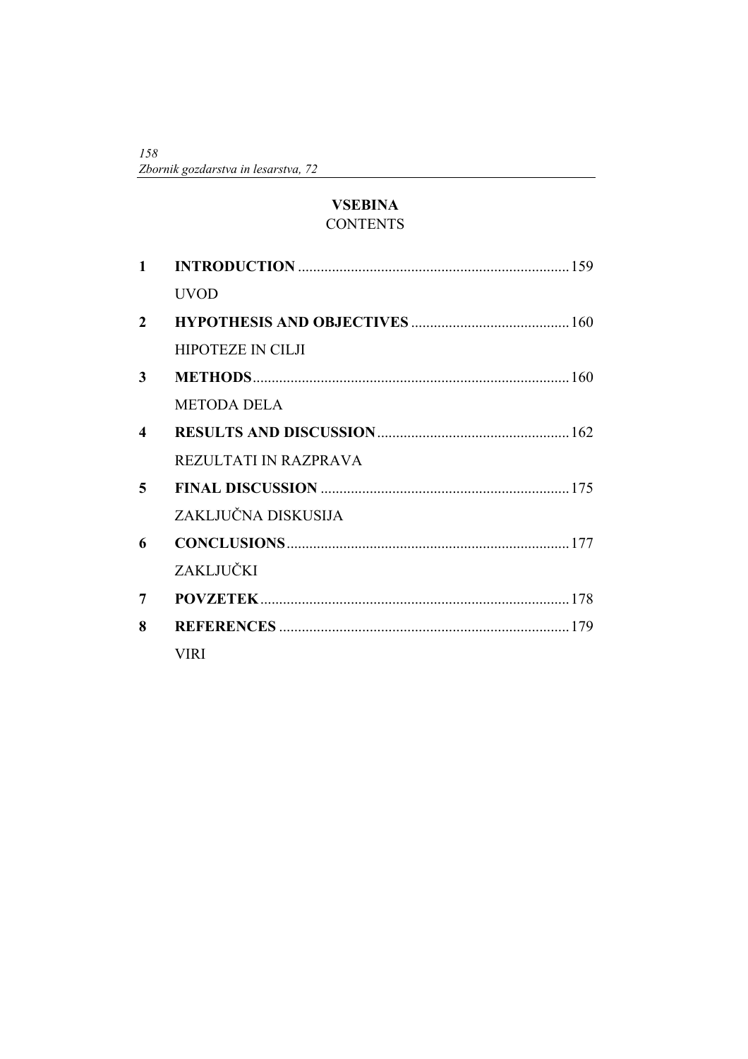# VSEBINA
# CONTENTS

| | | |
|---|---|---|
| **1** | **INTRODUCTION** | 159 |
| | UVOD | |
| **2** | **HYPOTHESIS AND OBJECTIVES** | 160 |
| | HIPOTEZE IN CILJI | |
| **3** | **METHODS** | 160 |
| | METODA DELA | |
| **4** | **RESULTS AND DISCUSSION** | 162 |
| | REZULTATI IN RAZPRAVA | |
| **5** | **FINAL DISCUSSION** | 175 |
| | ZAKLJUČNA DISKUSIJA | |
| **6** | **CONCLUSIONS** | 177 |
| | ZAKLJUČKI | |
| **7** | **POVZETEK** | 178 |
| **8** | **REFERENCES** | 179 |
| | VIRI | |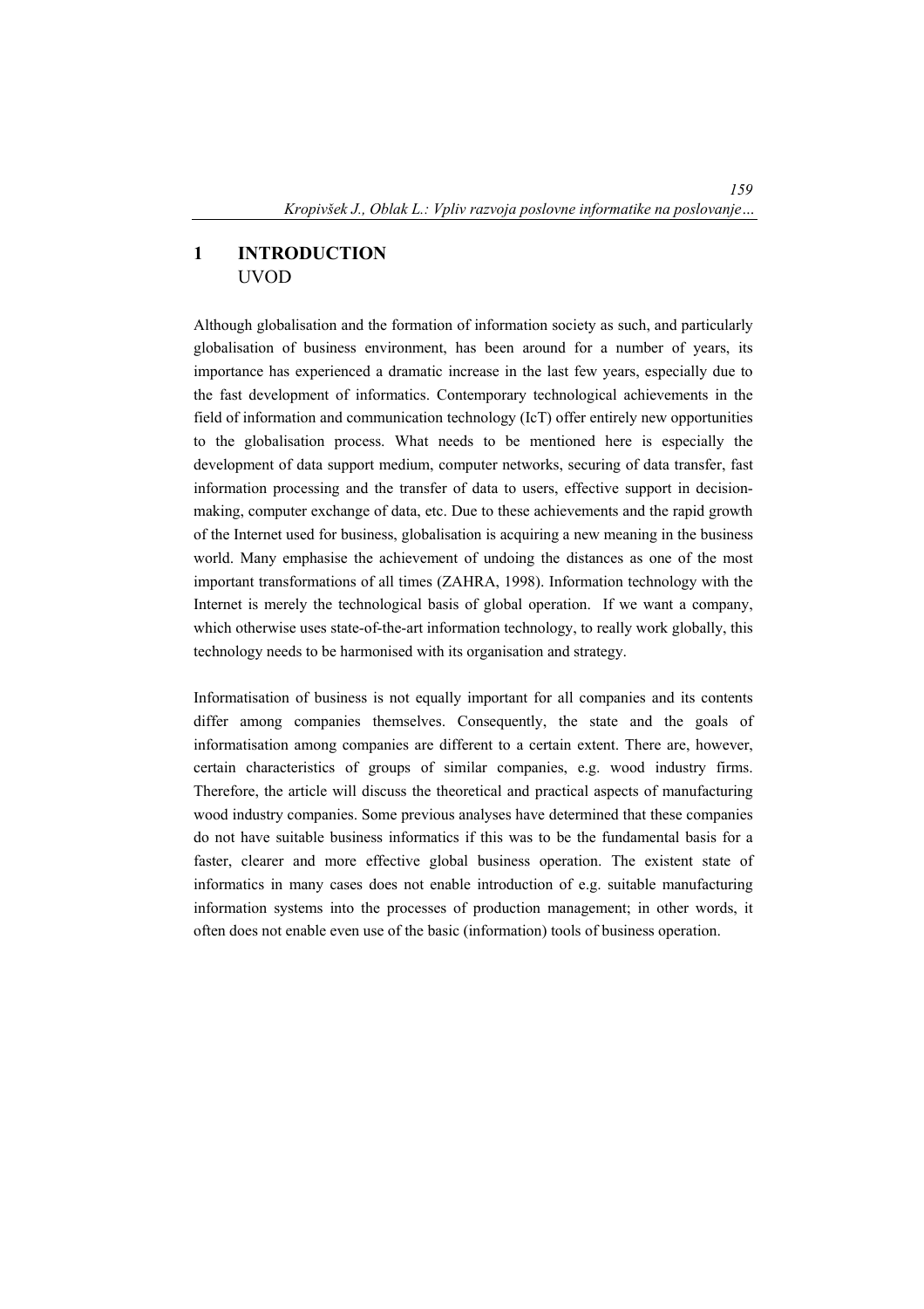# 1 INTRODUCTION
UVOD

Although globalisation and the formation of information society as such, and particularly globalisation of business environment, has been around for a number of years, its importance has experienced a dramatic increase in the last few years, especially due to the fast development of informatics. Contemporary technological achievements in the field of information and communication technology (IcT) offer entirely new opportunities to the globalisation process. What needs to be mentioned here is especially the development of data support medium, computer networks, securing of data transfer, fast information processing and the transfer of data to users, effective support in decision-making, computer exchange of data, etc. Due to these achievements and the rapid growth of the Internet used for business, globalisation is acquiring a new meaning in the business world. Many emphasise the achievement of undoing the distances as one of the most important transformations of all times (ZAHRA, 1998). Information technology with the Internet is merely the technological basis of global operation. If we want a company, which otherwise uses state-of-the-art information technology, to really work globally, this technology needs to be harmonised with its organisation and strategy.

Informatisation of business is not equally important for all companies and its contents differ among companies themselves. Consequently, the state and the goals of informatisation among companies are different to a certain extent. There are, however, certain characteristics of groups of similar companies, e.g. wood industry firms. Therefore, the article will discuss the theoretical and practical aspects of manufacturing wood industry companies. Some previous analyses have determined that these companies do not have suitable business informatics if this was to be the fundamental basis for a faster, clearer and more effective global business operation. The existent state of informatics in many cases does not enable introduction of e.g. suitable manufacturing information systems into the processes of production management; in other words, it often does not enable even use of the basic (information) tools of business operation.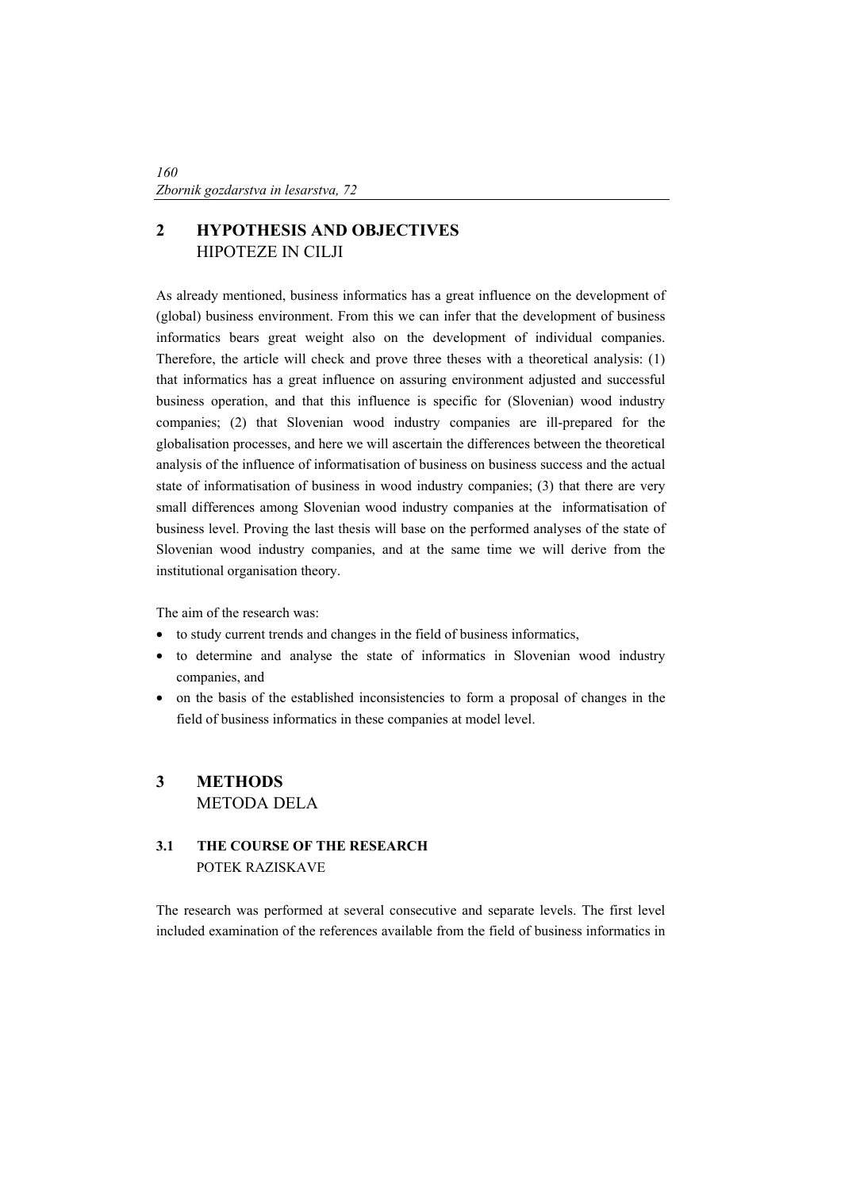## 2 HYPOTHESIS AND OBJECTIVES
HIPOTEZE IN CILJI

As already mentioned, business informatics has a great influence on the development of (global) business environment. From this we can infer that the development of business informatics bears great weight also on the development of individual companies. Therefore, the article will check and prove three theses with a theoretical analysis: (1) that informatics has a great influence on assuring environment adjusted and successful business operation, and that this influence is specific for (Slovenian) wood industry companies; (2) that Slovenian wood industry companies are ill-prepared for the globalisation processes, and here we will ascertain the differences between the theoretical analysis of the influence of informatisation of business on business success and the actual state of informatisation of business in wood industry companies; (3) that there are very small differences among Slovenian wood industry companies at the informatisation of business level. Proving the last thesis will base on the performed analyses of the state of Slovenian wood industry companies, and at the same time we will derive from the institutional organisation theory.

The aim of the research was:

- to study current trends and changes in the field of business informatics,
- to determine and analyse the state of informatics in Slovenian wood industry companies, and
- on the basis of the established inconsistencies to form a proposal of changes in the field of business informatics in these companies at model level.

## 3 METHODS
METODA DELA

### 3.1 THE COURSE OF THE RESEARCH
POTEK RAZISKAVE

The research was performed at several consecutive and separate levels. The first level included examination of the references available from the field of business informatics in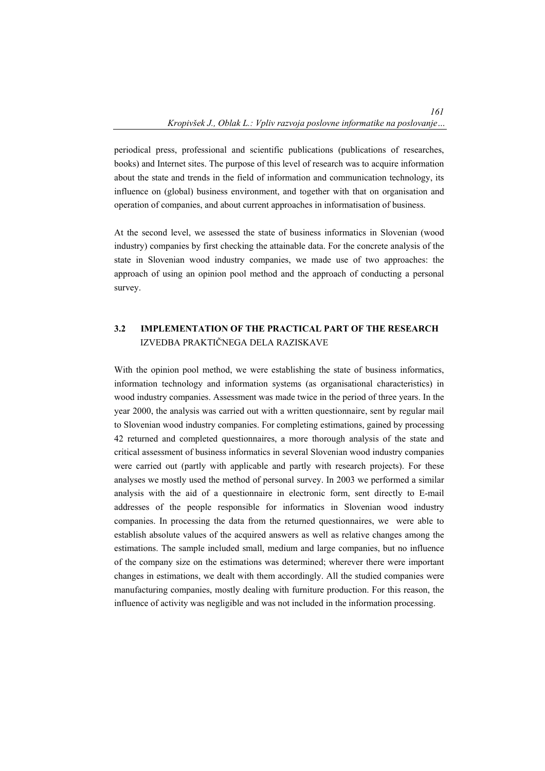periodical press, professional and scientific publications (publications of researches, books) and Internet sites. The purpose of this level of research was to acquire information about the state and trends in the field of information and communication technology, its influence on (global) business environment, and together with that on organisation and operation of companies, and about current approaches in informatisation of business.

At the second level, we assessed the state of business informatics in Slovenian (wood industry) companies by first checking the attainable data. For the concrete analysis of the state in Slovenian wood industry companies, we made use of two approaches: the approach of using an opinion pool method and the approach of conducting a personal survey.

## 3.2 IMPLEMENTATION OF THE PRACTICAL PART OF THE RESEARCH
IZVEDBA PRAKTIČNEGA DELA RAZISKAVE

With the opinion pool method, we were establishing the state of business informatics, information technology and information systems (as organisational characteristics) in wood industry companies. Assessment was made twice in the period of three years. In the year 2000, the analysis was carried out with a written questionnaire, sent by regular mail to Slovenian wood industry companies. For completing estimations, gained by processing 42 returned and completed questionnaires, a more thorough analysis of the state and critical assessment of business informatics in several Slovenian wood industry companies were carried out (partly with applicable and partly with research projects). For these analyses we mostly used the method of personal survey. In 2003 we performed a similar analysis with the aid of a questionnaire in electronic form, sent directly to E-mail addresses of the people responsible for informatics in Slovenian wood industry companies. In processing the data from the returned questionnaires, we were able to establish absolute values of the acquired answers as well as relative changes among the estimations. The sample included small, medium and large companies, but no influence of the company size on the estimations was determined; wherever there were important changes in estimations, we dealt with them accordingly. All the studied companies were manufacturing companies, mostly dealing with furniture production. For this reason, the influence of activity was negligible and was not included in the information processing.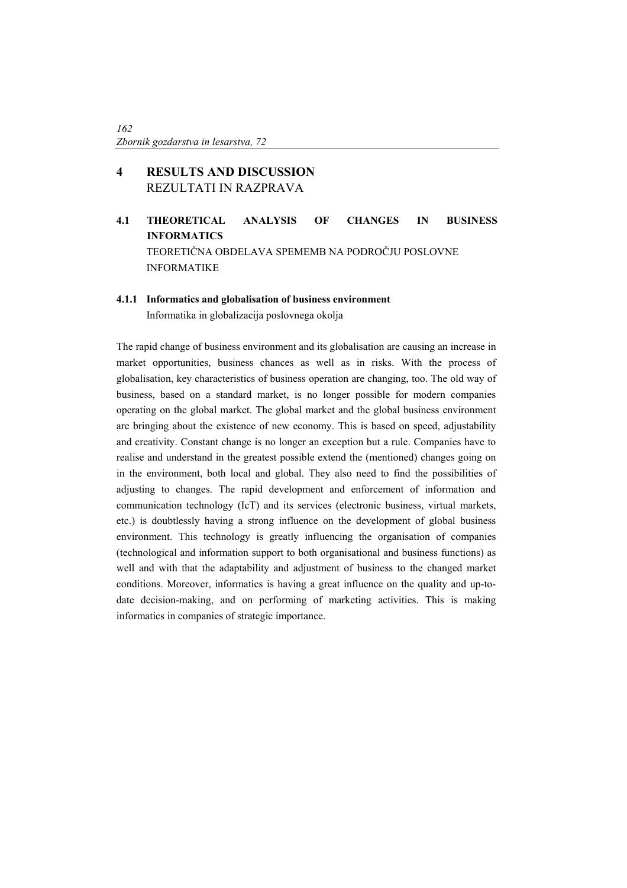# 4 RESULTS AND DISCUSSION
REZULTATI IN RAZPRAVA

## 4.1 THEORETICAL ANALYSIS OF CHANGES IN BUSINESS INFORMATICS
TEORETIČNA OBDELAVA SPEMEMB NA PODROČJU POSLOVNE INFORMATIKE

### 4.1.1 Informatics and globalisation of business environment
Informatika in globalizacija poslovnega okolja

The rapid change of business environment and its globalisation are causing an increase in market opportunities, business chances as well as in risks. With the process of globalisation, key characteristics of business operation are changing, too. The old way of business, based on a standard market, is no longer possible for modern companies operating on the global market. The global market and the global business environment are bringing about the existence of new economy. This is based on speed, adjustability and creativity. Constant change is no longer an exception but a rule. Companies have to realise and understand in the greatest possible extend the (mentioned) changes going on in the environment, both local and global. They also need to find the possibilities of adjusting to changes. The rapid development and enforcement of information and communication technology (IcT) and its services (electronic business, virtual markets, etc.) is doubtlessly having a strong influence on the development of global business environment. This technology is greatly influencing the organisation of companies (technological and information support to both organisational and business functions) as well and with that the adaptability and adjustment of business to the changed market conditions. Moreover, informatics is having a great influence on the quality and up-to-date decision-making, and on performing of marketing activities. This is making informatics in companies of strategic importance.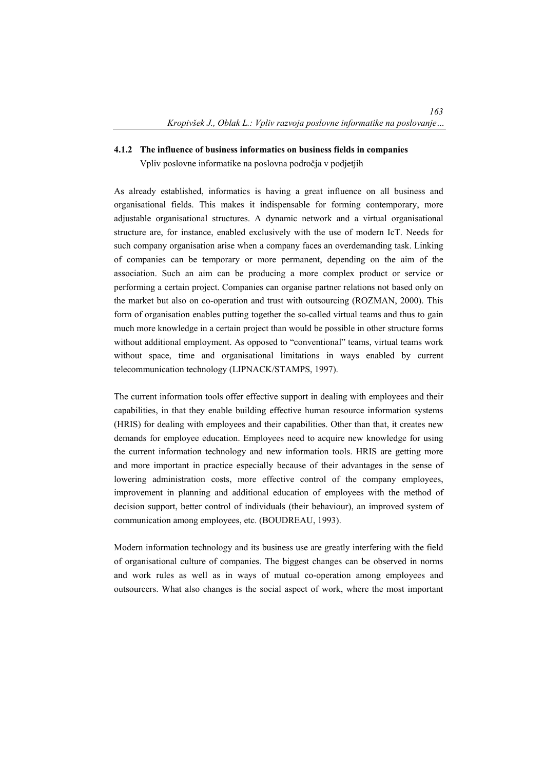#### 4.1.2 The influence of business informatics on business fields in companies

Vpliv poslovne informatike na poslovna področja v podjetjih

As already established, informatics is having a great influence on all business and organisational fields. This makes it indispensable for forming contemporary, more adjustable organisational structures. A dynamic network and a virtual organisational structure are, for instance, enabled exclusively with the use of modern IcT. Needs for such company organisation arise when a company faces an overdemanding task. Linking of companies can be temporary or more permanent, depending on the aim of the association. Such an aim can be producing a more complex product or service or performing a certain project. Companies can organise partner relations not based only on the market but also on co-operation and trust with outsourcing (ROZMAN, 2000). This form of organisation enables putting together the so-called virtual teams and thus to gain much more knowledge in a certain project than would be possible in other structure forms without additional employment. As opposed to "conventional" teams, virtual teams work without space, time and organisational limitations in ways enabled by current telecommunication technology (LIPNACK/STAMPS, 1997).

The current information tools offer effective support in dealing with employees and their capabilities, in that they enable building effective human resource information systems (HRIS) for dealing with employees and their capabilities. Other than that, it creates new demands for employee education. Employees need to acquire new knowledge for using the current information technology and new information tools. HRIS are getting more and more important in practice especially because of their advantages in the sense of lowering administration costs, more effective control of the company employees, improvement in planning and additional education of employees with the method of decision support, better control of individuals (their behaviour), an improved system of communication among employees, etc. (BOUDREAU, 1993).

Modern information technology and its business use are greatly interfering with the field of organisational culture of companies. The biggest changes can be observed in norms and work rules as well as in ways of mutual co-operation among employees and outsourcers. What also changes is the social aspect of work, where the most important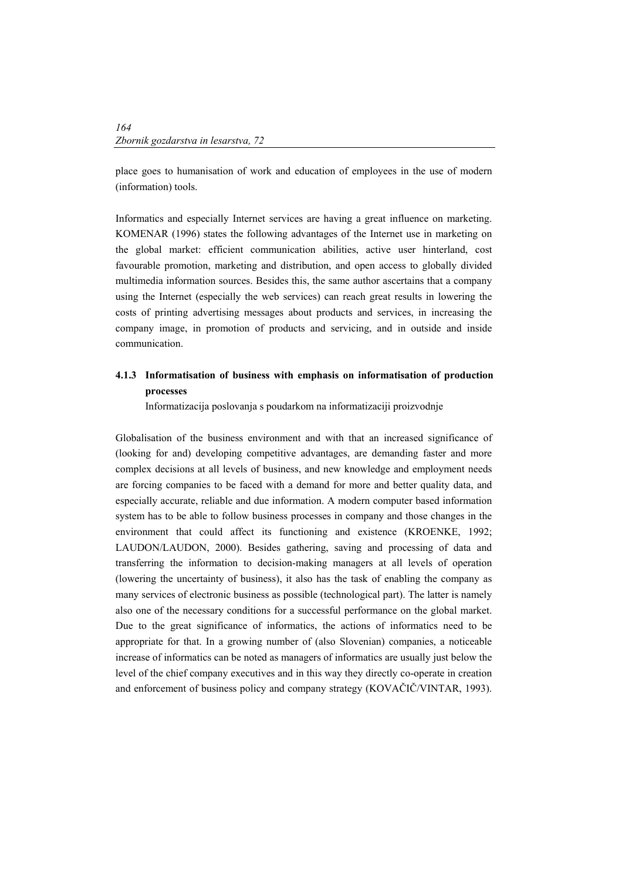place goes to humanisation of work and education of employees in the use of modern (information) tools.

Informatics and especially Internet services are having a great influence on marketing. KOMENAR (1996) states the following advantages of the Internet use in marketing on the global market: efficient communication abilities, active user hinterland, cost favourable promotion, marketing and distribution, and open access to globally divided multimedia information sources. Besides this, the same author ascertains that a company using the Internet (especially the web services) can reach great results in lowering the costs of printing advertising messages about products and services, in increasing the company image, in promotion of products and servicing, and in outside and inside communication.

### 4.1.3 Informatisation of business with emphasis on informatisation of production processes

Informatizacija poslovanja s poudarkom na informatizaciji proizvodnje

Globalisation of the business environment and with that an increased significance of (looking for and) developing competitive advantages, are demanding faster and more complex decisions at all levels of business, and new knowledge and employment needs are forcing companies to be faced with a demand for more and better quality data, and especially accurate, reliable and due information. A modern computer based information system has to be able to follow business processes in company and those changes in the environment that could affect its functioning and existence (KROENKE, 1992; LAUDON/LAUDON, 2000). Besides gathering, saving and processing of data and transferring the information to decision-making managers at all levels of operation (lowering the uncertainty of business), it also has the task of enabling the company as many services of electronic business as possible (technological part). The latter is namely also one of the necessary conditions for a successful performance on the global market. Due to the great significance of informatics, the actions of informatics need to be appropriate for that. In a growing number of (also Slovenian) companies, a noticeable increase of informatics can be noted as managers of informatics are usually just below the level of the chief company executives and in this way they directly co-operate in creation and enforcement of business policy and company strategy (KOVAČIČ/VINTAR, 1993).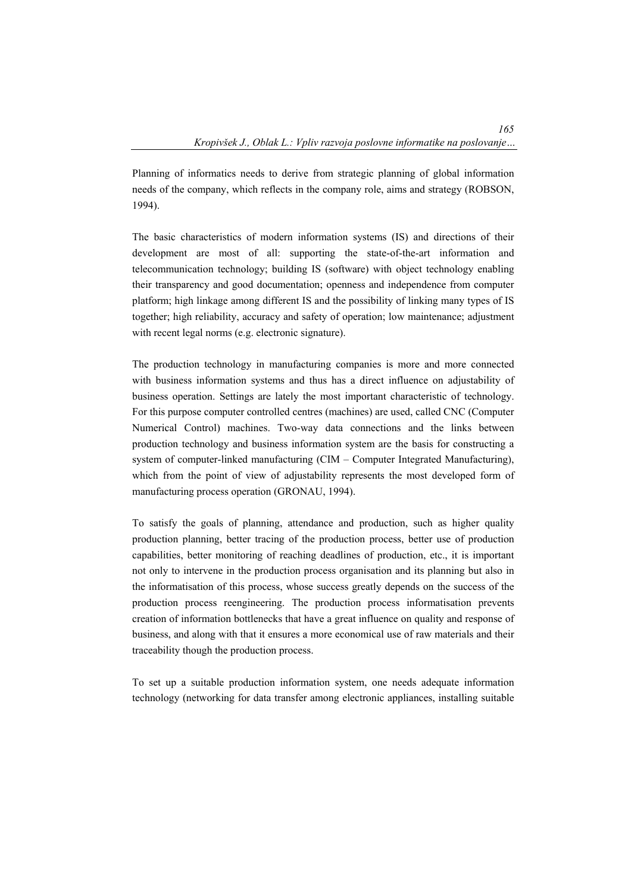Planning of informatics needs to derive from strategic planning of global information needs of the company, which reflects in the company role, aims and strategy (ROBSON, 1994).

The basic characteristics of modern information systems (IS) and directions of their development are most of all: supporting the state-of-the-art information and telecommunication technology; building IS (software) with object technology enabling their transparency and good documentation; openness and independence from computer platform; high linkage among different IS and the possibility of linking many types of IS together; high reliability, accuracy and safety of operation; low maintenance; adjustment with recent legal norms (e.g. electronic signature).

The production technology in manufacturing companies is more and more connected with business information systems and thus has a direct influence on adjustability of business operation. Settings are lately the most important characteristic of technology. For this purpose computer controlled centres (machines) are used, called CNC (Computer Numerical Control) machines. Two-way data connections and the links between production technology and business information system are the basis for constructing a system of computer-linked manufacturing (CIM – Computer Integrated Manufacturing), which from the point of view of adjustability represents the most developed form of manufacturing process operation (GRONAU, 1994).

To satisfy the goals of planning, attendance and production, such as higher quality production planning, better tracing of the production process, better use of production capabilities, better monitoring of reaching deadlines of production, etc., it is important not only to intervene in the production process organisation and its planning but also in the informatisation of this process, whose success greatly depends on the success of the production process reengineering. The production process informatisation prevents creation of information bottlenecks that have a great influence on quality and response of business, and along with that it ensures a more economical use of raw materials and their traceability though the production process.

To set up a suitable production information system, one needs adequate information technology (networking for data transfer among electronic appliances, installing suitable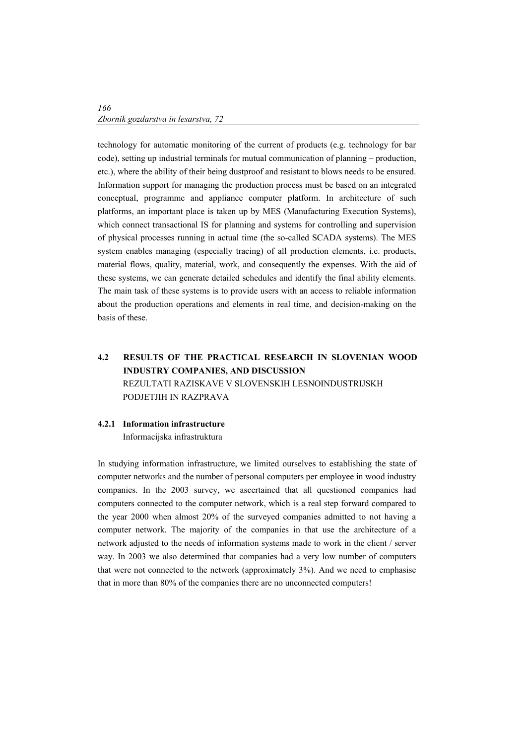technology for automatic monitoring of the current of products (e.g. technology for bar code), setting up industrial terminals for mutual communication of planning – production, etc.), where the ability of their being dustproof and resistant to blows needs to be ensured. Information support for managing the production process must be based on an integrated conceptual, programme and appliance computer platform. In architecture of such platforms, an important place is taken up by MES (Manufacturing Execution Systems), which connect transactional IS for planning and systems for controlling and supervision of physical processes running in actual time (the so-called SCADA systems). The MES system enables managing (especially tracing) of all production elements, i.e. products, material flows, quality, material, work, and consequently the expenses. With the aid of these systems, we can generate detailed schedules and identify the final ability elements. The main task of these systems is to provide users with an access to reliable information about the production operations and elements in real time, and decision-making on the basis of these.

## 4.2 RESULTS OF THE PRACTICAL RESEARCH IN SLOVENIAN WOOD INDUSTRY COMPANIES, AND DISCUSSION

REZULTATI RAZISKAVE V SLOVENSKIH LESNOINDUSTRIJSKH PODJETJIH IN RAZPRAVA

### 4.2.1 Information infrastructure

Informacijska infrastruktura

In studying information infrastructure, we limited ourselves to establishing the state of computer networks and the number of personal computers per employee in wood industry companies. In the 2003 survey, we ascertained that all questioned companies had computers connected to the computer network, which is a real step forward compared to the year 2000 when almost 20% of the surveyed companies admitted to not having a computer network. The majority of the companies in that use the architecture of a network adjusted to the needs of information systems made to work in the client / server way. In 2003 we also determined that companies had a very low number of computers that were not connected to the network (approximately 3%). And we need to emphasise that in more than 80% of the companies there are no unconnected computers!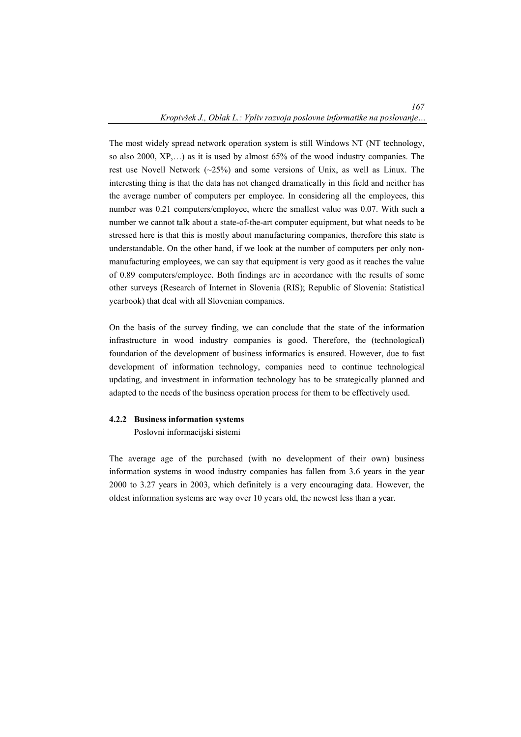The most widely spread network operation system is still Windows NT (NT technology, so also 2000, XP,…) as it is used by almost 65% of the wood industry companies. The rest use Novell Network (~25%) and some versions of Unix, as well as Linux. The interesting thing is that the data has not changed dramatically in this field and neither has the average number of computers per employee. In considering all the employees, this number was 0.21 computers/employee, where the smallest value was 0.07. With such a number we cannot talk about a state-of-the-art computer equipment, but what needs to be stressed here is that this is mostly about manufacturing companies, therefore this state is understandable. On the other hand, if we look at the number of computers per only non-manufacturing employees, we can say that equipment is very good as it reaches the value of 0.89 computers/employee. Both findings are in accordance with the results of some other surveys (Research of Internet in Slovenia (RIS); Republic of Slovenia: Statistical yearbook) that deal with all Slovenian companies.

On the basis of the survey finding, we can conclude that the state of the information infrastructure in wood industry companies is good. Therefore, the (technological) foundation of the development of business informatics is ensured. However, due to fast development of information technology, companies need to continue technological updating, and investment in information technology has to be strategically planned and adapted to the needs of the business operation process for them to be effectively used.

#### 4.2.2 Business information systems

Poslovni informacijski sistemi

The average age of the purchased (with no development of their own) business information systems in wood industry companies has fallen from 3.6 years in the year 2000 to 3.27 years in 2003, which definitely is a very encouraging data. However, the oldest information systems are way over 10 years old, the newest less than a year.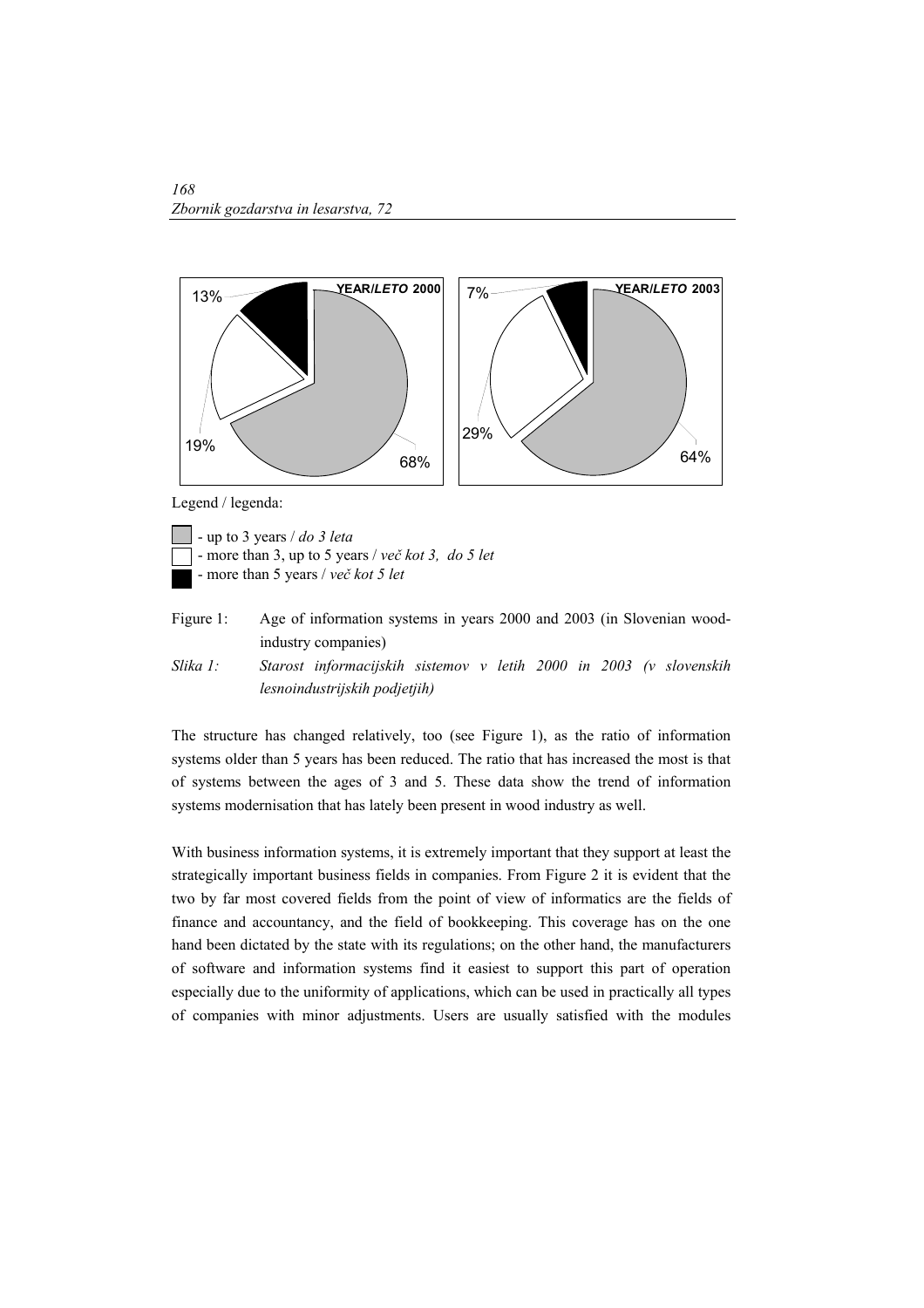Legend / legenda:

- up to 3 years / *do 3 leta*
- more than 3, up to 5 years / *več kot 3, do 5 let*
- more than 5 years / *več kot 5 let*

Figure 1: Age of information systems in years 2000 and 2003 (in Slovenian wood-industry companies)

*Slika 1: Starost informacijskih sistemov v letih 2000 in 2003 (v slovenskih lesnoindustrijskih podjetjih)*

The structure has changed relatively, too (see Figure 1), as the ratio of information systems older than 5 years has been reduced. The ratio that has increased the most is that of systems between the ages of 3 and 5. These data show the trend of information systems modernisation that has lately been present in wood industry as well.

With business information systems, it is extremely important that they support at least the strategically important business fields in companies. From Figure 2 it is evident that the two by far most covered fields from the point of view of informatics are the fields of finance and accountancy, and the field of bookkeeping. This coverage has on the one hand been dictated by the state with its regulations; on the other hand, the manufacturers of software and information systems find it easiest to support this part of operation especially due to the uniformity of applications, which can be used in practically all types of companies with minor adjustments. Users are usually satisfied with the modules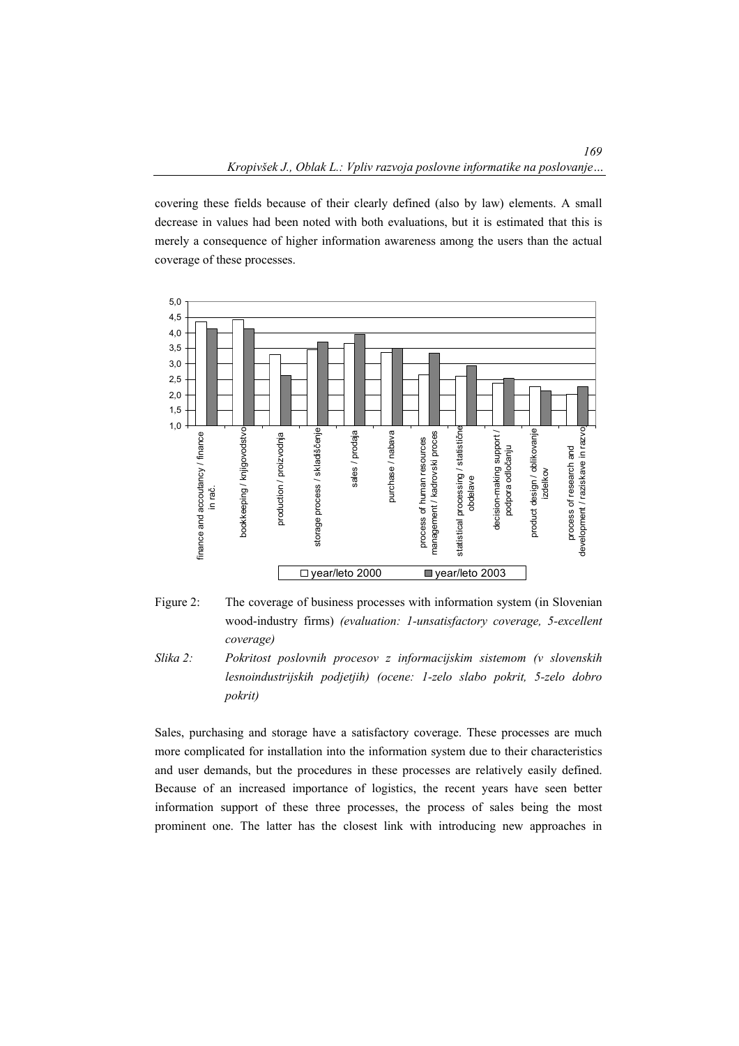covering these fields because of their clearly defined (also by law) elements. A small decrease in values had been noted with both evaluations, but it is estimated that this is merely a consequence of higher information awareness among the users than the actual coverage of these processes.

Figure 2: The coverage of business processes with information system (in Slovenian wood-industry firms) *(evaluation: 1-unsatisfactory coverage, 5-excellent coverage)*

*Slika 2: Pokritost poslovnih procesov z informacijskim sistemom (v slovenskih lesnoindustrijskih podjetjih) (ocene: 1-zelo slabo pokrit, 5-zelo dobro pokrit)*

Sales, purchasing and storage have a satisfactory coverage. These processes are much more complicated for installation into the information system due to their characteristics and user demands, but the procedures in these processes are relatively easily defined. Because of an increased importance of logistics, the recent years have seen better information support of these three processes, the process of sales being the most prominent one. The latter has the closest link with introducing new approaches in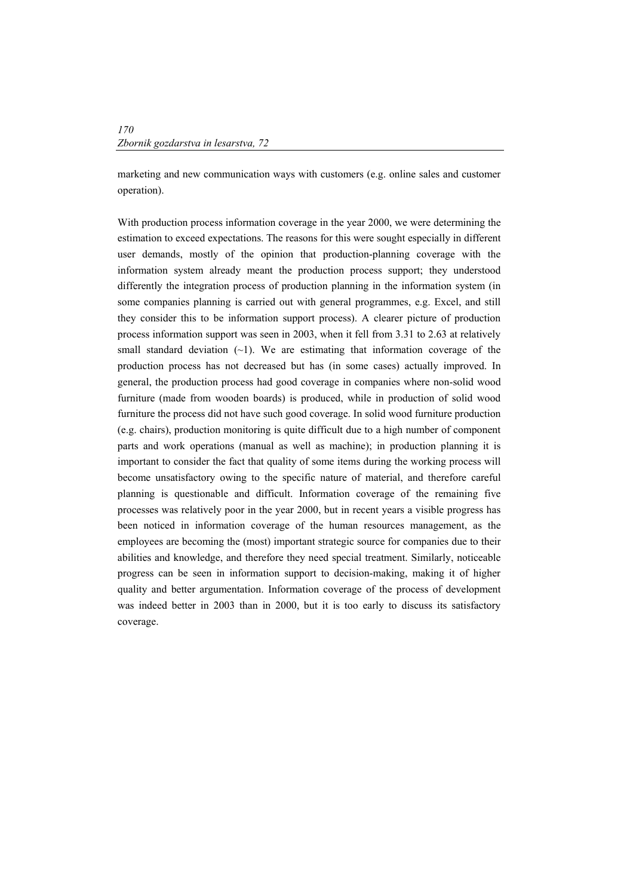marketing and new communication ways with customers (e.g. online sales and customer operation).

With production process information coverage in the year 2000, we were determining the estimation to exceed expectations. The reasons for this were sought especially in different user demands, mostly of the opinion that production-planning coverage with the information system already meant the production process support; they understood differently the integration process of production planning in the information system (in some companies planning is carried out with general programmes, e.g. Excel, and still they consider this to be information support process). A clearer picture of production process information support was seen in 2003, when it fell from 3.31 to 2.63 at relatively small standard deviation (~1). We are estimating that information coverage of the production process has not decreased but has (in some cases) actually improved. In general, the production process had good coverage in companies where non-solid wood furniture (made from wooden boards) is produced, while in production of solid wood furniture the process did not have such good coverage. In solid wood furniture production (e.g. chairs), production monitoring is quite difficult due to a high number of component parts and work operations (manual as well as machine); in production planning it is important to consider the fact that quality of some items during the working process will become unsatisfactory owing to the specific nature of material, and therefore careful planning is questionable and difficult. Information coverage of the remaining five processes was relatively poor in the year 2000, but in recent years a visible progress has been noticed in information coverage of the human resources management, as the employees are becoming the (most) important strategic source for companies due to their abilities and knowledge, and therefore they need special treatment. Similarly, noticeable progress can be seen in information support to decision-making, making it of higher quality and better argumentation. Information coverage of the process of development was indeed better in 2003 than in 2000, but it is too early to discuss its satisfactory coverage.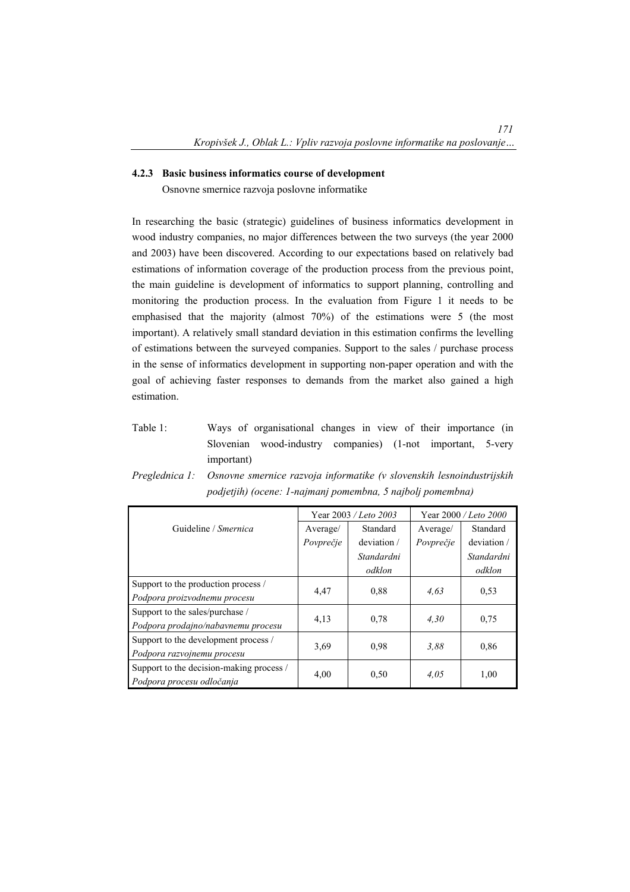### 4.2.3 Basic business informatics course of development

Osnovne smernice razvoja poslovne informatike

In researching the basic (strategic) guidelines of business informatics development in wood industry companies, no major differences between the two surveys (the year 2000 and 2003) have been discovered. According to our expectations based on relatively bad estimations of information coverage of the production process from the previous point, the main guideline is development of informatics to support planning, controlling and monitoring the production process. In the evaluation from Figure 1 it needs to be emphasised that the majority (almost 70%) of the estimations were 5 (the most important). A relatively small standard deviation in this estimation confirms the levelling of estimations between the surveyed companies. Support to the sales / purchase process in the sense of informatics development in supporting non-paper operation and with the goal of achieving faster responses to demands from the market also gained a high estimation.

Table 1: Ways of organisational changes in view of their importance (in Slovenian wood-industry companies) (1-not important, 5-very important)

*Preglednica 1: Osnovne smernice razvoja informatike (v slovenskih lesnoindustrijskih podjetjih) (ocene: 1-najmanj pomembna, 5 najbolj pomembna)*

| Guideline / *Smernica* | Year 2003 / *Leto 2003* | | Year 2000 / *Leto 2000* | |
|---|---|---|---|---|
| | Average/ *Povprečje* | Standard deviation / *Standardni odklon* | Average/ *Povprečje* | Standard deviation / *Standardni odklon* |
| Support to the production process / *Podpora proizvodnemu procesu* | 4,47 | 0,88 | *4,63* | 0,53 |
| Support to the sales/purchase / *Podpora prodajno/nabavnemu procesu* | 4,13 | 0,78 | *4,30* | 0,75 |
| Support to the development process / *Podpora razvojnemu procesu* | 3,69 | 0,98 | *3,88* | 0,86 |
| Support to the decision-making process / *Podpora procesu odločanja* | 4,00 | 0,50 | *4,05* | 1,00 |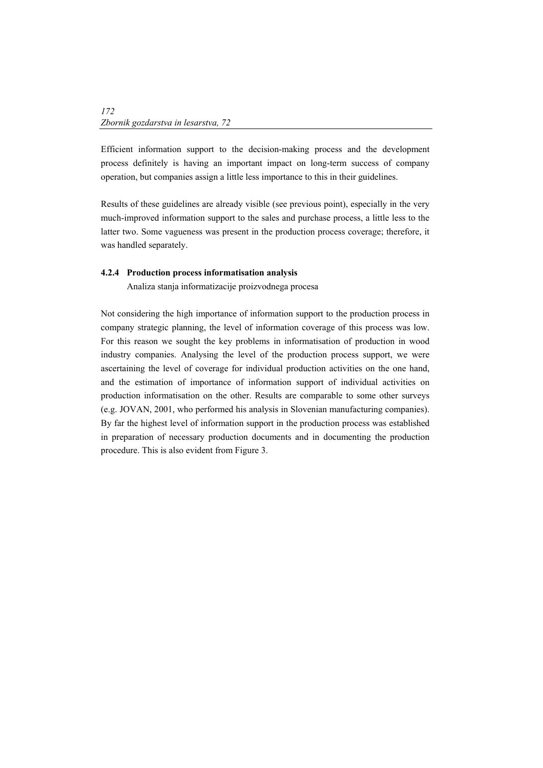Efficient information support to the decision-making process and the development process definitely is having an important impact on long-term success of company operation, but companies assign a little less importance to this in their guidelines.

Results of these guidelines are already visible (see previous point), especially in the very much-improved information support to the sales and purchase process, a little less to the latter two. Some vagueness was present in the production process coverage; therefore, it was handled separately.

#### 4.2.4 Production process informatisation analysis

Analiza stanja informatizacije proizvodnega procesa

Not considering the high importance of information support to the production process in company strategic planning, the level of information coverage of this process was low. For this reason we sought the key problems in informatisation of production in wood industry companies. Analysing the level of the production process support, we were ascertaining the level of coverage for individual production activities on the one hand, and the estimation of importance of information support of individual activities on production informatisation on the other. Results are comparable to some other surveys (e.g. JOVAN, 2001, who performed his analysis in Slovenian manufacturing companies). By far the highest level of information support in the production process was established in preparation of necessary production documents and in documenting the production procedure. This is also evident from Figure 3.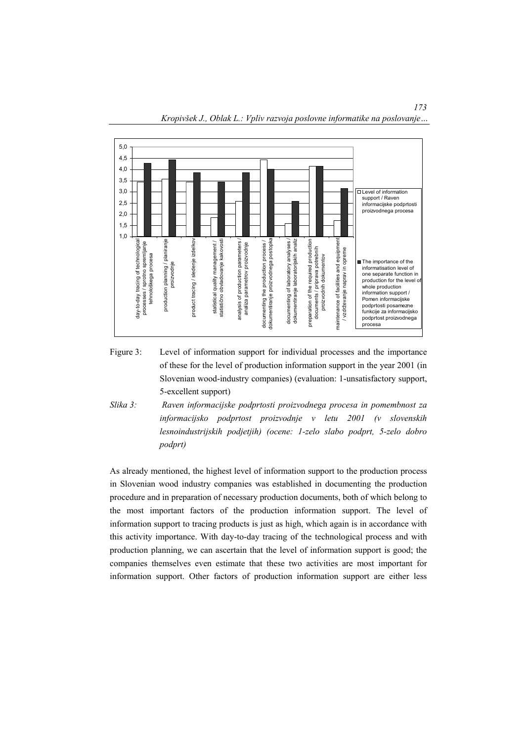Figure 3: Level of information support for individual processes and the importance of these for the level of production information support in the year 2001 (in Slovenian wood-industry companies) (evaluation: 1-unsatisfactory support, 5-excellent support)

*Slika 3: Raven informacijske podprtosti proizvodnega procesa in pomembnost za informacijsko podprtost proizvodnje v letu 2001 (v slovenskih lesnoindustrijskih podjetjih) (ocene: 1-zelo slabo podprt, 5-zelo dobro podprt)*

As already mentioned, the highest level of information support to the production process in Slovenian wood industry companies was established in documenting the production procedure and in preparation of necessary production documents, both of which belong to the most important factors of the production information support. The level of information support to tracing products is just as high, which again is in accordance with this activity importance. With day-to-day tracing of the technological process and with production planning, we can ascertain that the level of information support is good; the companies themselves even estimate that these two activities are most important for information support. Other factors of production information support are either less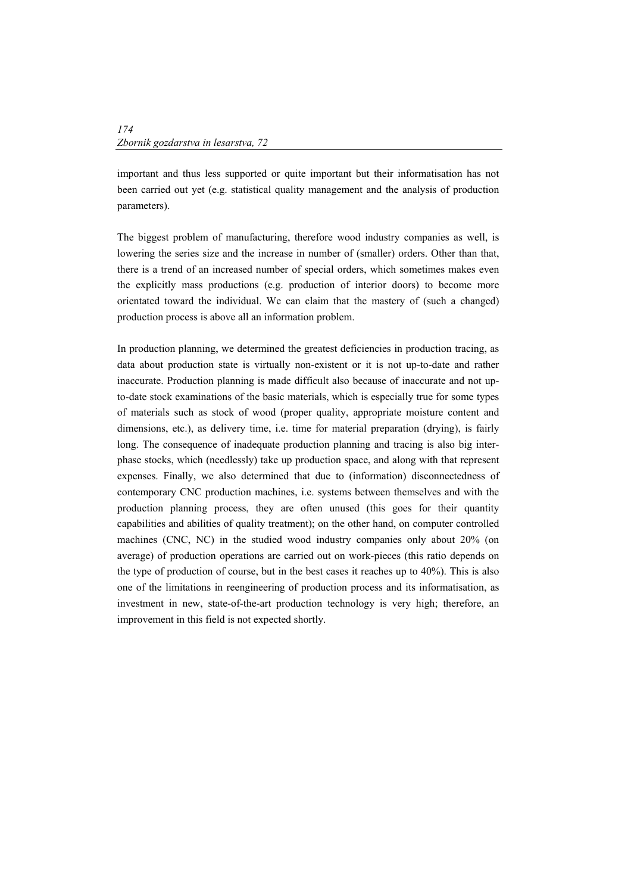important and thus less supported or quite important but their informatisation has not been carried out yet (e.g. statistical quality management and the analysis of production parameters).

The biggest problem of manufacturing, therefore wood industry companies as well, is lowering the series size and the increase in number of (smaller) orders. Other than that, there is a trend of an increased number of special orders, which sometimes makes even the explicitly mass productions (e.g. production of interior doors) to become more orientated toward the individual. We can claim that the mastery of (such a changed) production process is above all an information problem.

In production planning, we determined the greatest deficiencies in production tracing, as data about production state is virtually non-existent or it is not up-to-date and rather inaccurate. Production planning is made difficult also because of inaccurate and not up-to-date stock examinations of the basic materials, which is especially true for some types of materials such as stock of wood (proper quality, appropriate moisture content and dimensions, etc.), as delivery time, i.e. time for material preparation (drying), is fairly long. The consequence of inadequate production planning and tracing is also big inter-phase stocks, which (needlessly) take up production space, and along with that represent expenses. Finally, we also determined that due to (information) disconnectedness of contemporary CNC production machines, i.e. systems between themselves and with the production planning process, they are often unused (this goes for their quantity capabilities and abilities of quality treatment); on the other hand, on computer controlled machines (CNC, NC) in the studied wood industry companies only about 20% (on average) of production operations are carried out on work-pieces (this ratio depends on the type of production of course, but in the best cases it reaches up to 40%). This is also one of the limitations in reengineering of production process and its informatisation, as investment in new, state-of-the-art production technology is very high; therefore, an improvement in this field is not expected shortly.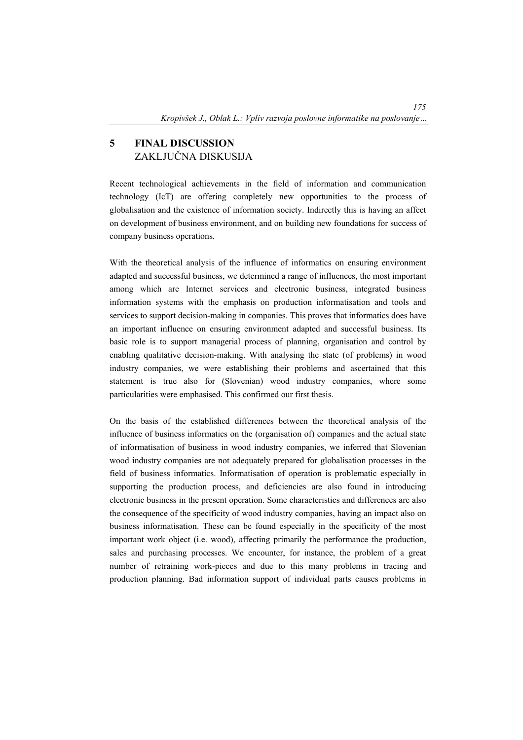## 5 FINAL DISCUSSION
ZAKLJUČNA DISKUSIJA

Recent technological achievements in the field of information and communication technology (IcT) are offering completely new opportunities to the process of globalisation and the existence of information society. Indirectly this is having an affect on development of business environment, and on building new foundations for success of company business operations.

With the theoretical analysis of the influence of informatics on ensuring environment adapted and successful business, we determined a range of influences, the most important among which are Internet services and electronic business, integrated business information systems with the emphasis on production informatisation and tools and services to support decision-making in companies. This proves that informatics does have an important influence on ensuring environment adapted and successful business. Its basic role is to support managerial process of planning, organisation and control by enabling qualitative decision-making. With analysing the state (of problems) in wood industry companies, we were establishing their problems and ascertained that this statement is true also for (Slovenian) wood industry companies, where some particularities were emphasised. This confirmed our first thesis.

On the basis of the established differences between the theoretical analysis of the influence of business informatics on the (organisation of) companies and the actual state of informatisation of business in wood industry companies, we inferred that Slovenian wood industry companies are not adequately prepared for globalisation processes in the field of business informatics. Informatisation of operation is problematic especially in supporting the production process, and deficiencies are also found in introducing electronic business in the present operation. Some characteristics and differences are also the consequence of the specificity of wood industry companies, having an impact also on business informatisation. These can be found especially in the specificity of the most important work object (i.e. wood), affecting primarily the performance the production, sales and purchasing processes. We encounter, for instance, the problem of a great number of retraining work-pieces and due to this many problems in tracing and production planning. Bad information support of individual parts causes problems in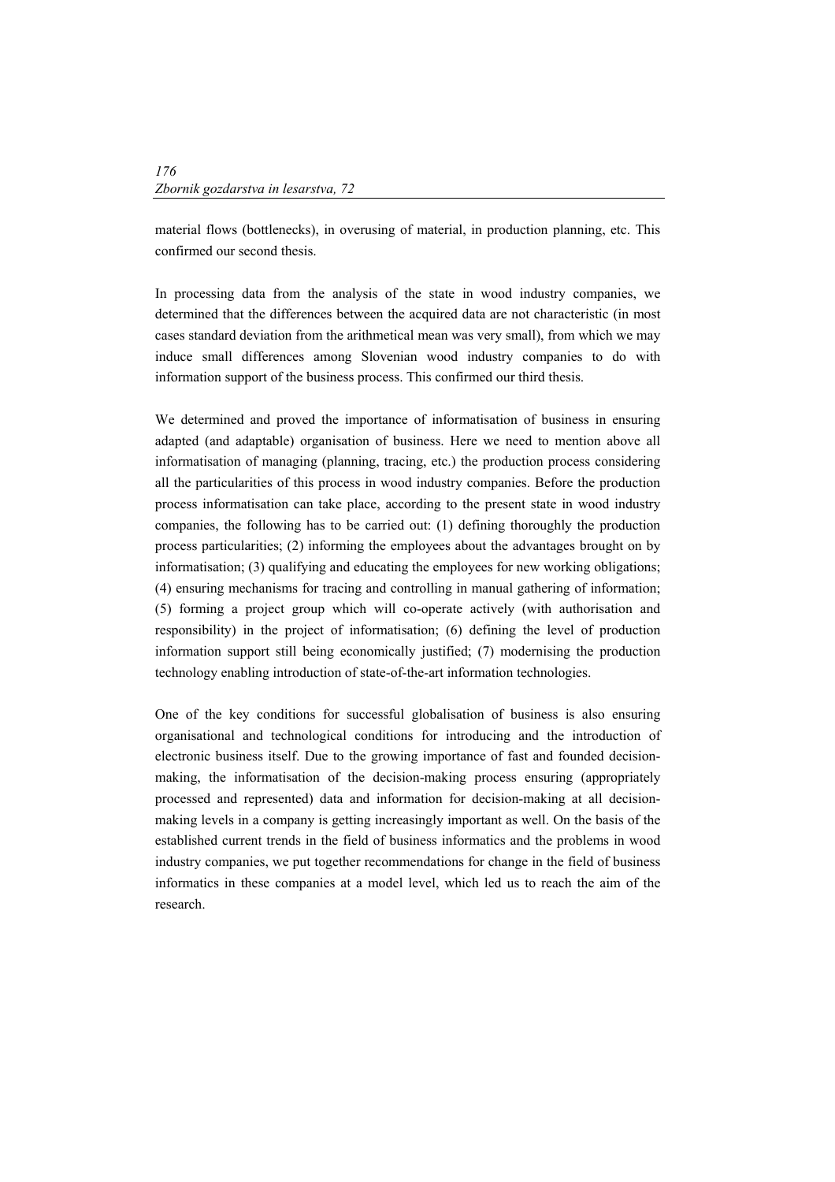material flows (bottlenecks), in overusing of material, in production planning, etc. This confirmed our second thesis.

In processing data from the analysis of the state in wood industry companies, we determined that the differences between the acquired data are not characteristic (in most cases standard deviation from the arithmetical mean was very small), from which we may induce small differences among Slovenian wood industry companies to do with information support of the business process. This confirmed our third thesis.

We determined and proved the importance of informatisation of business in ensuring adapted (and adaptable) organisation of business. Here we need to mention above all informatisation of managing (planning, tracing, etc.) the production process considering all the particularities of this process in wood industry companies. Before the production process informatisation can take place, according to the present state in wood industry companies, the following has to be carried out: (1) defining thoroughly the production process particularities; (2) informing the employees about the advantages brought on by informatisation; (3) qualifying and educating the employees for new working obligations; (4) ensuring mechanisms for tracing and controlling in manual gathering of information; (5) forming a project group which will co-operate actively (with authorisation and responsibility) in the project of informatisation; (6) defining the level of production information support still being economically justified; (7) modernising the production technology enabling introduction of state-of-the-art information technologies.

One of the key conditions for successful globalisation of business is also ensuring organisational and technological conditions for introducing and the introduction of electronic business itself. Due to the growing importance of fast and founded decision-making, the informatisation of the decision-making process ensuring (appropriately processed and represented) data and information for decision-making at all decision-making levels in a company is getting increasingly important as well. On the basis of the established current trends in the field of business informatics and the problems in wood industry companies, we put together recommendations for change in the field of business informatics in these companies at a model level, which led us to reach the aim of the research.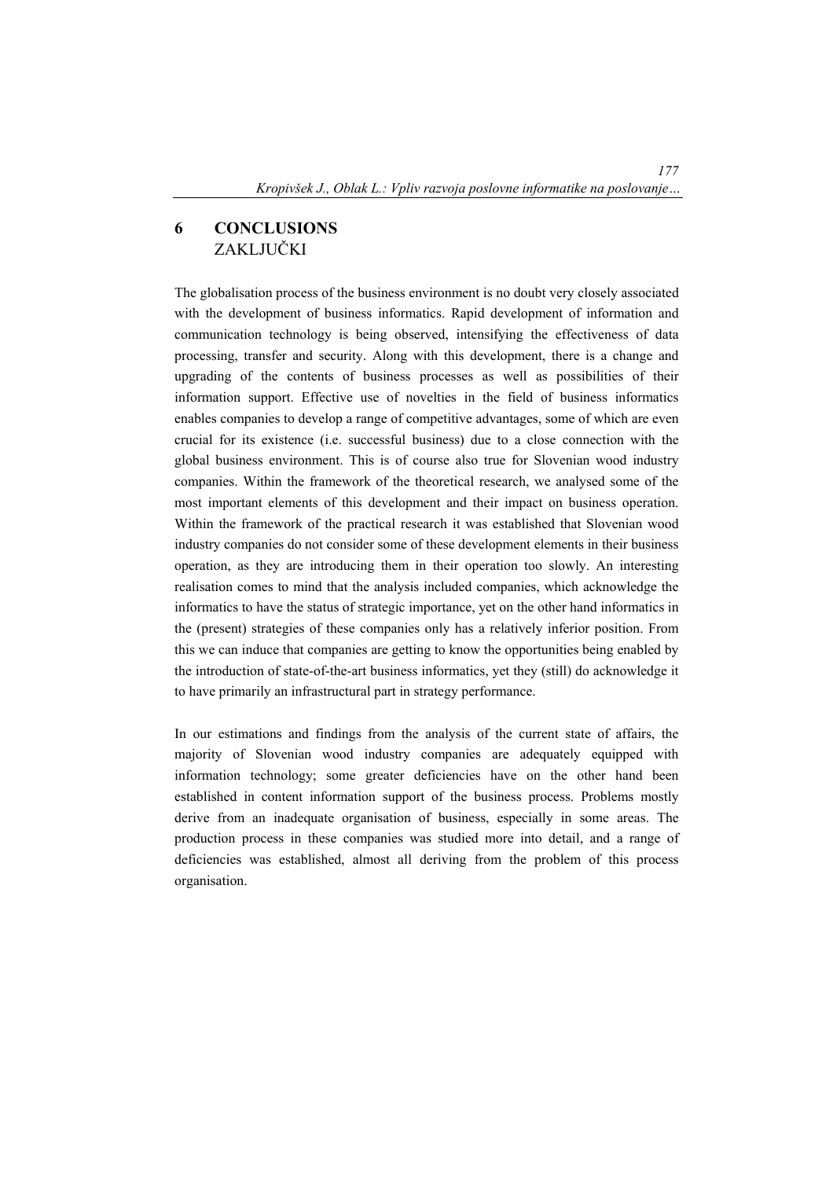# 6 CONCLUSIONS
ZAKLJUČKI

The globalisation process of the business environment is no doubt very closely associated with the development of business informatics. Rapid development of information and communication technology is being observed, intensifying the effectiveness of data processing, transfer and security. Along with this development, there is a change and upgrading of the contents of business processes as well as possibilities of their information support. Effective use of novelties in the field of business informatics enables companies to develop a range of competitive advantages, some of which are even crucial for its existence (i.e. successful business) due to a close connection with the global business environment. This is of course also true for Slovenian wood industry companies. Within the framework of the theoretical research, we analysed some of the most important elements of this development and their impact on business operation. Within the framework of the practical research it was established that Slovenian wood industry companies do not consider some of these development elements in their business operation, as they are introducing them in their operation too slowly. An interesting realisation comes to mind that the analysis included companies, which acknowledge the informatics to have the status of strategic importance, yet on the other hand informatics in the (present) strategies of these companies only has a relatively inferior position. From this we can induce that companies are getting to know the opportunities being enabled by the introduction of state-of-the-art business informatics, yet they (still) do acknowledge it to have primarily an infrastructural part in strategy performance.

In our estimations and findings from the analysis of the current state of affairs, the majority of Slovenian wood industry companies are adequately equipped with information technology; some greater deficiencies have on the other hand been established in content information support of the business process. Problems mostly derive from an inadequate organisation of business, especially in some areas. The production process in these companies was studied more into detail, and a range of deficiencies was established, almost all deriving from the problem of this process organisation.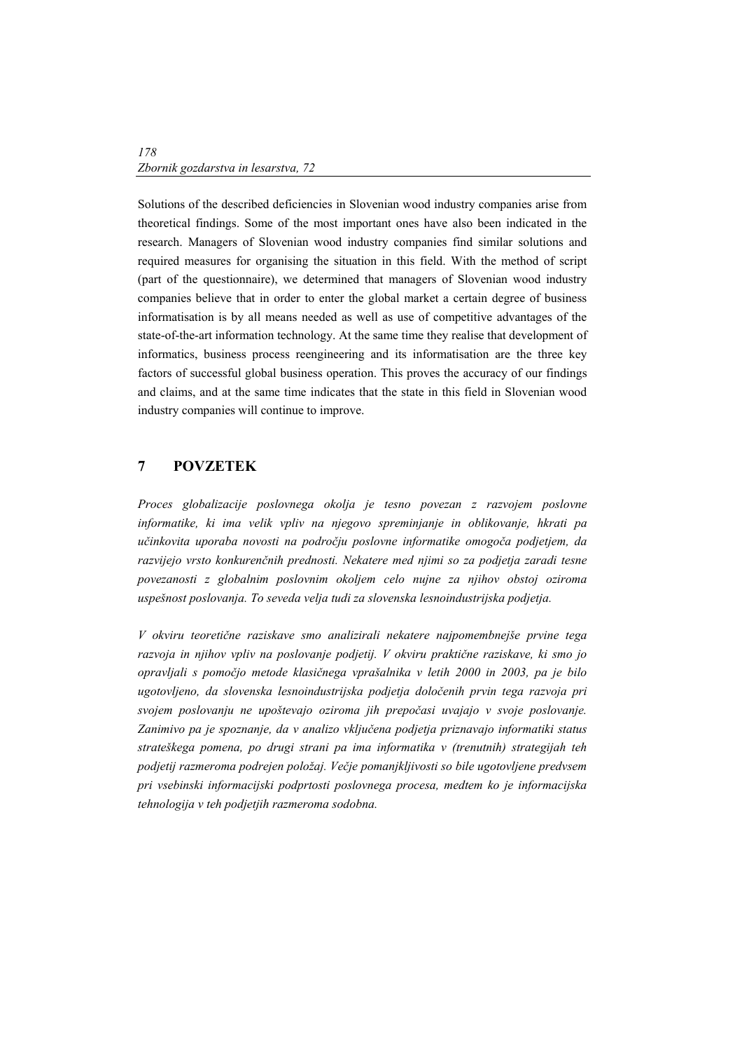Solutions of the described deficiencies in Slovenian wood industry companies arise from theoretical findings. Some of the most important ones have also been indicated in the research. Managers of Slovenian wood industry companies find similar solutions and required measures for organising the situation in this field. With the method of script (part of the questionnaire), we determined that managers of Slovenian wood industry companies believe that in order to enter the global market a certain degree of business informatisation is by all means needed as well as use of competitive advantages of the state-of-the-art information technology. At the same time they realise that development of informatics, business process reengineering and its informatisation are the three key factors of successful global business operation. This proves the accuracy of our findings and claims, and at the same time indicates that the state in this field in Slovenian wood industry companies will continue to improve.

## 7 POVZETEK

*Proces globalizacije poslovnega okolja je tesno povezan z razvojem poslovne informatike, ki ima velik vpliv na njegovo spreminjanje in oblikovanje, hkrati pa učinkovita uporaba novosti na področju poslovne informatike omogoča podjetjem, da razvijejo vrsto konkurenčnih prednosti. Nekatere med njimi so za podjetja zaradi tesne povezanosti z globalnim poslovnim okoljem celo nujne za njihov obstoj oziroma uspešnost poslovanja. To seveda velja tudi za slovenska lesnoindustrijska podjetja.*

*V okviru teoretične raziskave smo analizirali nekatere najpomembnejše prvine tega razvoja in njihov vpliv na poslovanje podjetij. V okviru praktične raziskave, ki smo jo opravljali s pomočjo metode klasičnega vprašalnika v letih 2000 in 2003, pa je bilo ugotovljeno, da slovenska lesnoindustrijska podjetja določenih prvin tega razvoja pri svojem poslovanju ne upoštevajo oziroma jih prepočasi uvajajo v svoje poslovanje. Zanimivo pa je spoznanje, da v analizo vključena podjetja priznavajo informatiki status strateškega pomena, po drugi strani pa ima informatika v (trenutnih) strategijah teh podjetij razmeroma podrejen položaj. Večje pomanjkljivosti so bile ugotovljene predvsem pri vsebinski informacijski podprtosti poslovnega procesa, medtem ko je informacijska tehnologija v teh podjetjih razmeroma sodobna.*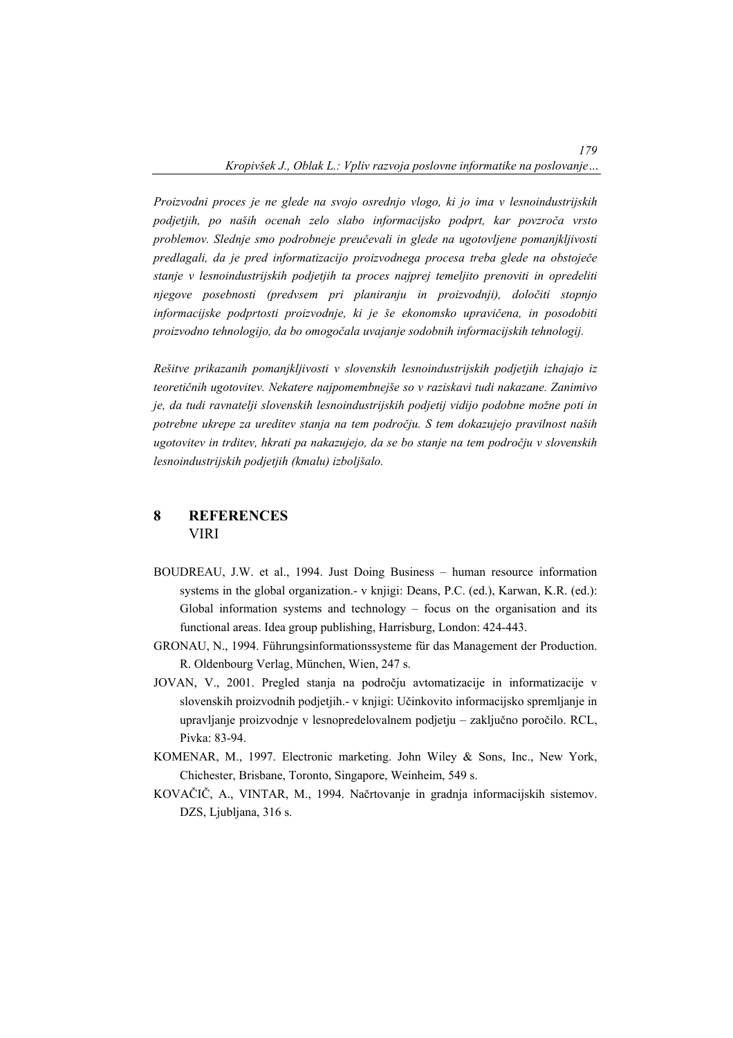*Proizvodni proces je ne glede na svojo osrednjo vlogo, ki jo ima v lesnoindustrijskih podjetjih, po naših ocenah zelo slabo informacijsko podprt, kar povzroča vrsto problemov. Slednje smo podrobneje preučevali in glede na ugotovljene pomanjkljivosti predlagali, da je pred informatizacijo proizvodnega procesa treba glede na obstoječe stanje v lesnoindustrijskih podjetjih ta proces najprej temeljito prenoviti in opredeliti njegove posebnosti (predvsem pri planiranju in proizvodnji), določiti stopnjo informacijske podprtosti proizvodnje, ki je še ekonomsko upravičena, in posodobiti proizvodno tehnologijo, da bo omogočala uvajanje sodobnih informacijskih tehnologij.*

*Rešitve prikazanih pomanjkljivosti v slovenskih lesnoindustrijskih podjetjih izhajajo iz teoretičnih ugotovitev. Nekatere najpomembnejše so v raziskavi tudi nakazane. Zanimivo je, da tudi ravnatelji slovenskih lesnoindustrijskih podjetij vidijo podobne možne poti in potrebne ukrepe za ureditev stanja na tem področju. S tem dokazujejo pravilnost naših ugotovitev in trditev, hkrati pa nakazujejo, da se bo stanje na tem področju v slovenskih lesnoindustrijskih podjetjih (kmalu) izboljšalo.*

## 8 REFERENCES
VIRI

BOUDREAU, J.W. et al., 1994. Just Doing Business – human resource information systems in the global organization.- v knjigi: Deans, P.C. (ed.), Karwan, K.R. (ed.): Global information systems and technology – focus on the organisation and its functional areas. Idea group publishing, Harrisburg, London: 424-443.

GRONAU, N., 1994. Führungsinformationssysteme für das Management der Production. R. Oldenbourg Verlag, München, Wien, 247 s.

JOVAN, V., 2001. Pregled stanja na področju avtomatizacije in informatizacije v slovenskih proizvodnih podjetjih.- v knjigi: Učinkovito informacijsko spremljanje in upravljanje proizvodnje v lesnopredelovalnem podjetju – zaključno poročilo. RCL, Pivka: 83-94.

KOMENAR, M., 1997. Electronic marketing. John Wiley & Sons, Inc., New York, Chichester, Brisbane, Toronto, Singapore, Weinheim, 549 s.

KOVAČIČ, A., VINTAR, M., 1994. Načrtovanje in gradnja informacijskih sistemov. DZS, Ljubljana, 316 s.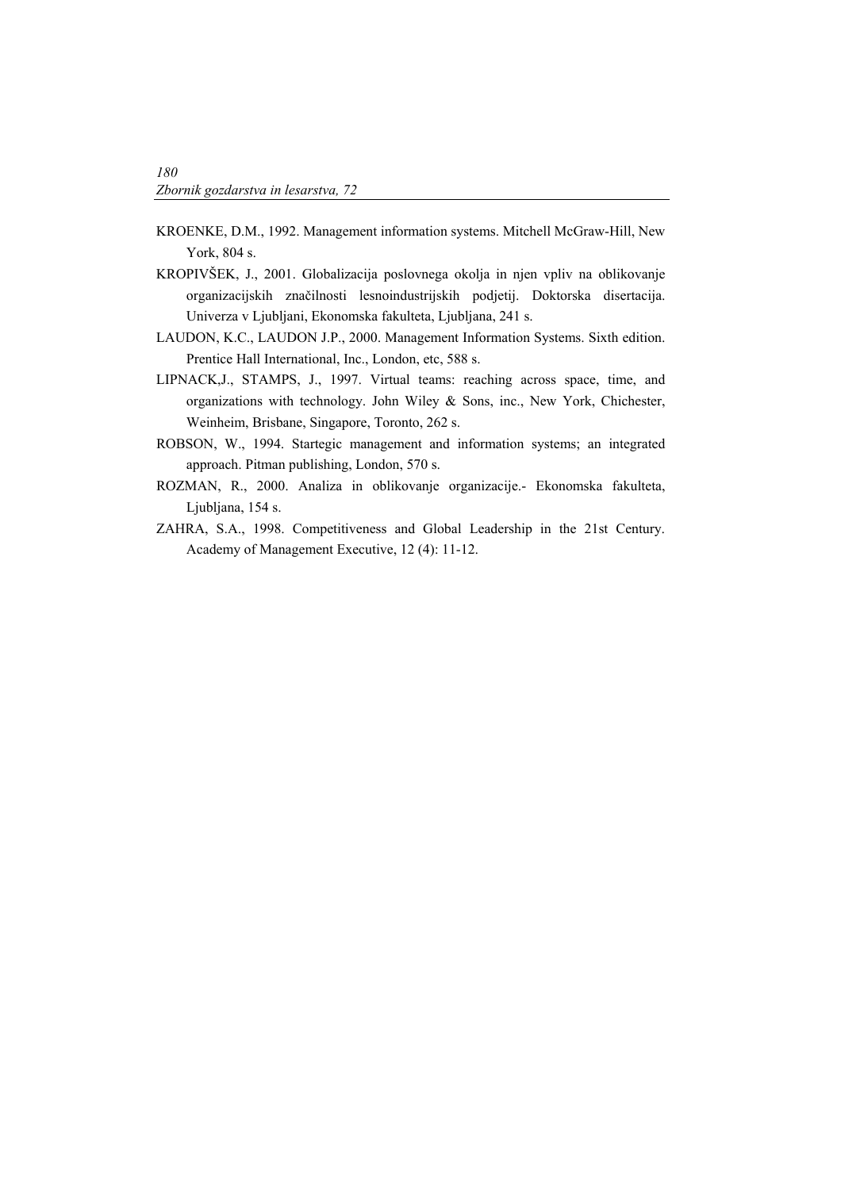KROENKE, D.M., 1992. Management information systems. Mitchell McGraw-Hill, New York, 804 s.

KROPIVŠEK, J., 2001. Globalizacija poslovnega okolja in njen vpliv na oblikovanje organizacijskih značilnosti lesnoindustrijskih podjetij. Doktorska disertacija. Univerza v Ljubljani, Ekonomska fakulteta, Ljubljana, 241 s.

LAUDON, K.C., LAUDON J.P., 2000. Management Information Systems. Sixth edition. Prentice Hall International, Inc., London, etc, 588 s.

LIPNACK,J., STAMPS, J., 1997. Virtual teams: reaching across space, time, and organizations with technology. John Wiley & Sons, inc., New York, Chichester, Weinheim, Brisbane, Singapore, Toronto, 262 s.

ROBSON, W., 1994. Startegic management and information systems; an integrated approach. Pitman publishing, London, 570 s.

ROZMAN, R., 2000. Analiza in oblikovanje organizacije.- Ekonomska fakulteta, Ljubljana, 154 s.

ZAHRA, S.A., 1998. Competitiveness and Global Leadership in the 21st Century. Academy of Management Executive, 12 (4): 11-12.